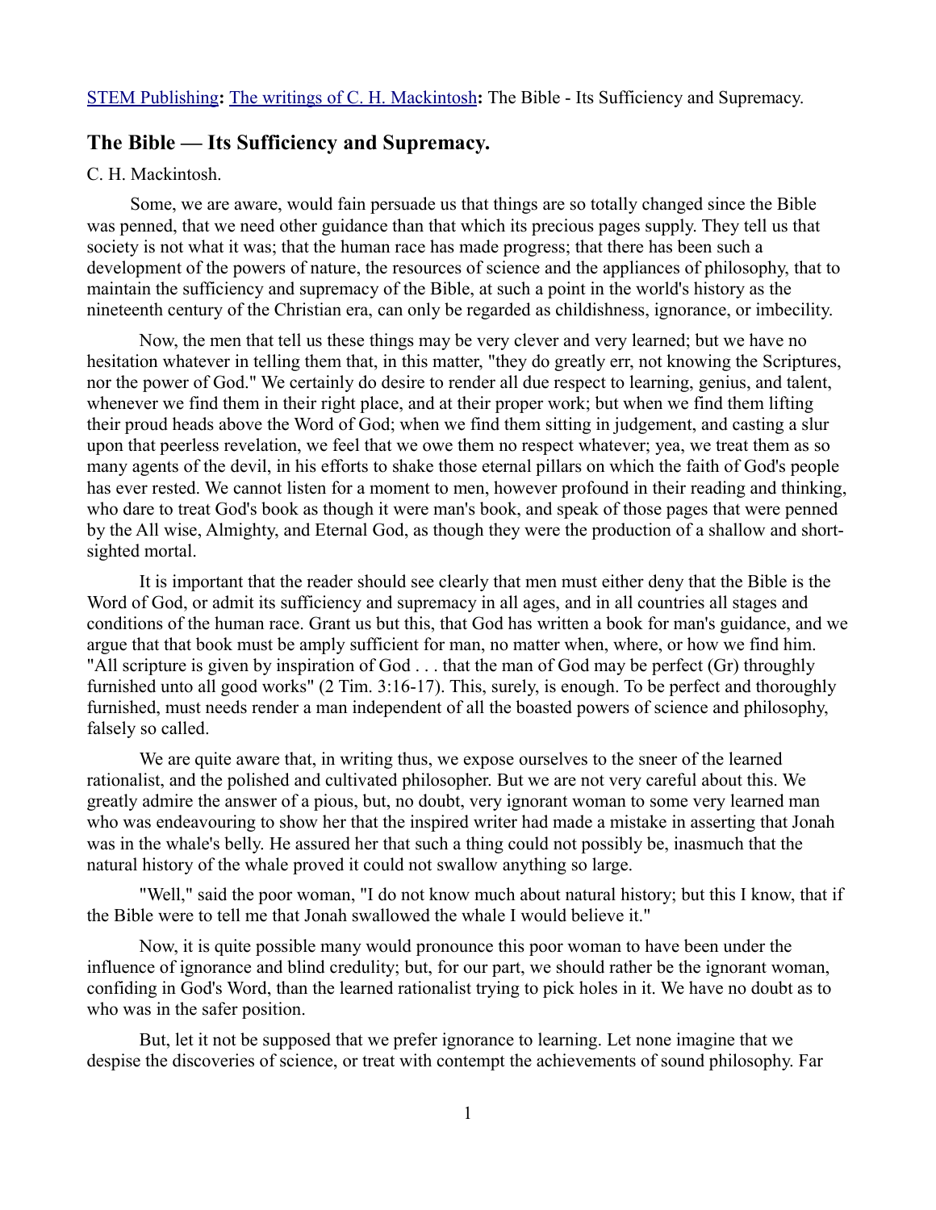STEM Publishing**:** The writings of C. H. Mackintosh**:** The Bible - Its Sufficiency and Supremacy.

## The Bible — Its Sufficiency and Supremacy.

C. H. Mackintosh.

Some, we are aware, would fain persuade us that things are so totally changed since the Bible was penned, that we need other guidance than that which its precious pages supply. They tell us that society is not what it was; that the human race has made progress; that there has been such a development of the powers of nature, the resources of science and the appliances of philosophy, that to maintain the sufficiency and supremacy of the Bible, at such a point in the world's history as the nineteenth century of the Christian era, can only be regarded as childishness, ignorance, or imbecility.

Now, the men that tell us these things may be very clever and very learned; but we have no hesitation whatever in telling them that, in this matter, "they do greatly err, not knowing the Scriptures, nor the power of God." We certainly do desire to render all due respect to learning, genius, and talent, whenever we find them in their right place, and at their proper work; but when we find them lifting their proud heads above the Word of God; when we find them sitting in judgement, and casting a slur upon that peerless revelation, we feel that we owe them no respect whatever; yea, we treat them as so many agents of the devil, in his efforts to shake those eternal pillars on which the faith of God's people has ever rested. We cannot listen for a moment to men, however profound in their reading and thinking, who dare to treat God's book as though it were man's book, and speak of those pages that were penned by the All wise, Almighty, and Eternal God, as though they were the production of a shallow and short-sighted mortal.

It is important that the reader should see clearly that men must either deny that the Bible is the Word of God, or admit its sufficiency and supremacy in all ages, and in all countries all stages and conditions of the human race. Grant us but this, that God has written a book for man's guidance, and we argue that that book must be amply sufficient for man, no matter when, where, or how we find him. "All scripture is given by inspiration of God . . . that the man of God may be perfect (Gr) throughly furnished unto all good works" (2 Tim. 3:16-17). This, surely, is enough. To be perfect and thoroughly furnished, must needs render a man independent of all the boasted powers of science and philosophy, falsely so called.

We are quite aware that, in writing thus, we expose ourselves to the sneer of the learned rationalist, and the polished and cultivated philosopher. But we are not very careful about this. We greatly admire the answer of a pious, but, no doubt, very ignorant woman to some very learned man who was endeavouring to show her that the inspired writer had made a mistake in asserting that Jonah was in the whale's belly. He assured her that such a thing could not possibly be, inasmuch that the natural history of the whale proved it could not swallow anything so large.

"Well," said the poor woman, "I do not know much about natural history; but this I know, that if the Bible were to tell me that Jonah swallowed the whale I would believe it."

Now, it is quite possible many would pronounce this poor woman to have been under the influence of ignorance and blind credulity; but, for our part, we should rather be the ignorant woman, confiding in God's Word, than the learned rationalist trying to pick holes in it. We have no doubt as to who was in the safer position.

But, let it not be supposed that we prefer ignorance to learning. Let none imagine that we despise the discoveries of science, or treat with contempt the achievements of sound philosophy. Far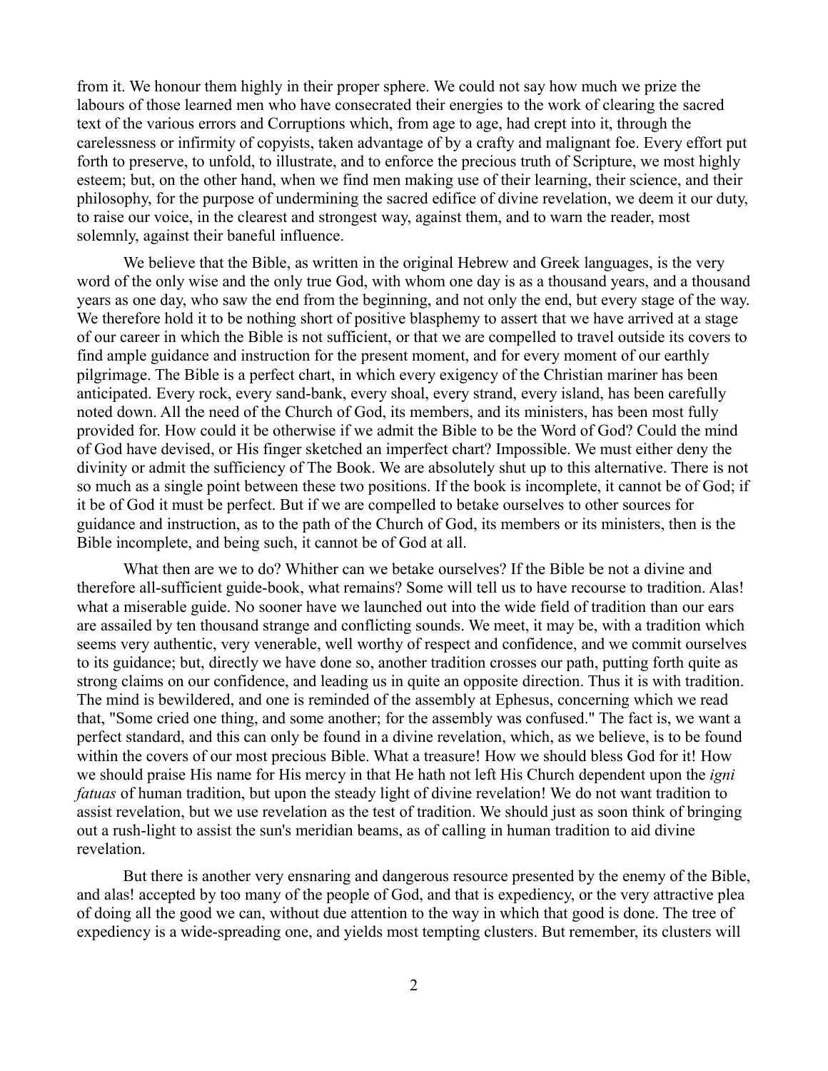from it. We honour them highly in their proper sphere. We could not say how much we prize the labours of those learned men who have consecrated their energies to the work of clearing the sacred text of the various errors and Corruptions which, from age to age, had crept into it, through the carelessness or infirmity of copyists, taken advantage of by a crafty and malignant foe. Every effort put forth to preserve, to unfold, to illustrate, and to enforce the precious truth of Scripture, we most highly esteem; but, on the other hand, when we find men making use of their learning, their science, and their philosophy, for the purpose of undermining the sacred edifice of divine revelation, we deem it our duty, to raise our voice, in the clearest and strongest way, against them, and to warn the reader, most solemnly, against their baneful influence.

We believe that the Bible, as written in the original Hebrew and Greek languages, is the very word of the only wise and the only true God, with whom one day is as a thousand years, and a thousand years as one day, who saw the end from the beginning, and not only the end, but every stage of the way. We therefore hold it to be nothing short of positive blasphemy to assert that we have arrived at a stage of our career in which the Bible is not sufficient, or that we are compelled to travel outside its covers to find ample guidance and instruction for the present moment, and for every moment of our earthly pilgrimage. The Bible is a perfect chart, in which every exigency of the Christian mariner has been anticipated. Every rock, every sand-bank, every shoal, every strand, every island, has been carefully noted down. All the need of the Church of God, its members, and its ministers, has been most fully provided for. How could it be otherwise if we admit the Bible to be the Word of God? Could the mind of God have devised, or His finger sketched an imperfect chart? Impossible. We must either deny the divinity or admit the sufficiency of The Book. We are absolutely shut up to this alternative. There is not so much as a single point between these two positions. If the book is incomplete, it cannot be of God; if it be of God it must be perfect. But if we are compelled to betake ourselves to other sources for guidance and instruction, as to the path of the Church of God, its members or its ministers, then is the Bible incomplete, and being such, it cannot be of God at all.

What then are we to do? Whither can we betake ourselves? If the Bible be not a divine and therefore all-sufficient guide-book, what remains? Some will tell us to have recourse to tradition. Alas! what a miserable guide. No sooner have we launched out into the wide field of tradition than our ears are assailed by ten thousand strange and conflicting sounds. We meet, it may be, with a tradition which seems very authentic, very venerable, well worthy of respect and confidence, and we commit ourselves to its guidance; but, directly we have done so, another tradition crosses our path, putting forth quite as strong claims on our confidence, and leading us in quite an opposite direction. Thus it is with tradition. The mind is bewildered, and one is reminded of the assembly at Ephesus, concerning which we read that, "Some cried one thing, and some another; for the assembly was confused." The fact is, we want a perfect standard, and this can only be found in a divine revelation, which, as we believe, is to be found within the covers of our most precious Bible. What a treasure! How we should bless God for it! How we should praise His name for His mercy in that He hath not left His Church dependent upon the *igni fatuas* of human tradition, but upon the steady light of divine revelation! We do not want tradition to assist revelation, but we use revelation as the test of tradition. We should just as soon think of bringing out a rush-light to assist the sun's meridian beams, as of calling in human tradition to aid divine revelation.

But there is another very ensnaring and dangerous resource presented by the enemy of the Bible, and alas! accepted by too many of the people of God, and that is expediency, or the very attractive plea of doing all the good we can, without due attention to the way in which that good is done. The tree of expediency is a wide-spreading one, and yields most tempting clusters. But remember, its clusters will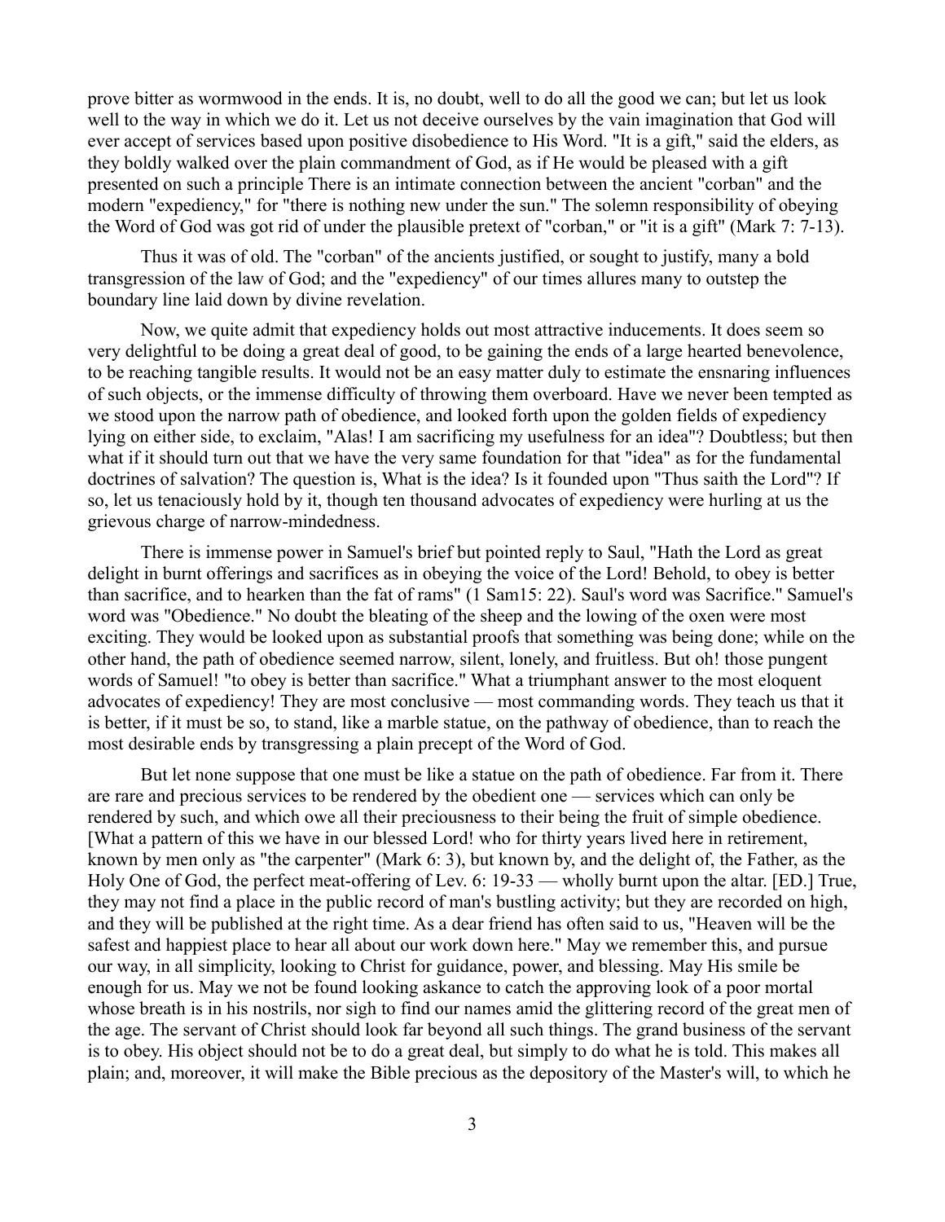prove bitter as wormwood in the ends. It is, no doubt, well to do all the good we can; but let us look well to the way in which we do it. Let us not deceive ourselves by the vain imagination that God will ever accept of services based upon positive disobedience to His Word. "It is a gift," said the elders, as they boldly walked over the plain commandment of God, as if He would be pleased with a gift presented on such a principle There is an intimate connection between the ancient "corban" and the modern "expediency," for "there is nothing new under the sun." The solemn responsibility of obeying the Word of God was got rid of under the plausible pretext of "corban," or "it is a gift" (Mark 7: 7-13).

Thus it was of old. The "corban" of the ancients justified, or sought to justify, many a bold transgression of the law of God; and the "expediency" of our times allures many to outstep the boundary line laid down by divine revelation.

Now, we quite admit that expediency holds out most attractive inducements. It does seem so very delightful to be doing a great deal of good, to be gaining the ends of a large hearted benevolence, to be reaching tangible results. It would not be an easy matter duly to estimate the ensnaring influences of such objects, or the immense difficulty of throwing them overboard. Have we never been tempted as we stood upon the narrow path of obedience, and looked forth upon the golden fields of expediency lying on either side, to exclaim, "Alas! I am sacrificing my usefulness for an idea"? Doubtless; but then what if it should turn out that we have the very same foundation for that "idea" as for the fundamental doctrines of salvation? The question is, What is the idea? Is it founded upon "Thus saith the Lord"? If so, let us tenaciously hold by it, though ten thousand advocates of expediency were hurling at us the grievous charge of narrow-mindedness.

There is immense power in Samuel's brief but pointed reply to Saul, "Hath the Lord as great delight in burnt offerings and sacrifices as in obeying the voice of the Lord! Behold, to obey is better than sacrifice, and to hearken than the fat of rams" (1 Sam15: 22). Saul's word was Sacrifice." Samuel's word was "Obedience." No doubt the bleating of the sheep and the lowing of the oxen were most exciting. They would be looked upon as substantial proofs that something was being done; while on the other hand, the path of obedience seemed narrow, silent, lonely, and fruitless. But oh! those pungent words of Samuel! "to obey is better than sacrifice." What a triumphant answer to the most eloquent advocates of expediency! They are most conclusive — most commanding words. They teach us that it is better, if it must be so, to stand, like a marble statue, on the pathway of obedience, than to reach the most desirable ends by transgressing a plain precept of the Word of God.

But let none suppose that one must be like a statue on the path of obedience. Far from it. There are rare and precious services to be rendered by the obedient one — services which can only be rendered by such, and which owe all their preciousness to their being the fruit of simple obedience. [What a pattern of this we have in our blessed Lord! who for thirty years lived here in retirement, known by men only as "the carpenter" (Mark 6: 3), but known by, and the delight of, the Father, as the Holy One of God, the perfect meat-offering of Lev. 6: 19-33 — wholly burnt upon the altar. [ED.] True, they may not find a place in the public record of man's bustling activity; but they are recorded on high, and they will be published at the right time. As a dear friend has often said to us, "Heaven will be the safest and happiest place to hear all about our work down here." May we remember this, and pursue our way, in all simplicity, looking to Christ for guidance, power, and blessing. May His smile be enough for us. May we not be found looking askance to catch the approving look of a poor mortal whose breath is in his nostrils, nor sigh to find our names amid the glittering record of the great men of the age. The servant of Christ should look far beyond all such things. The grand business of the servant is to obey. His object should not be to do a great deal, but simply to do what he is told. This makes all plain; and, moreover, it will make the Bible precious as the depository of the Master's will, to which he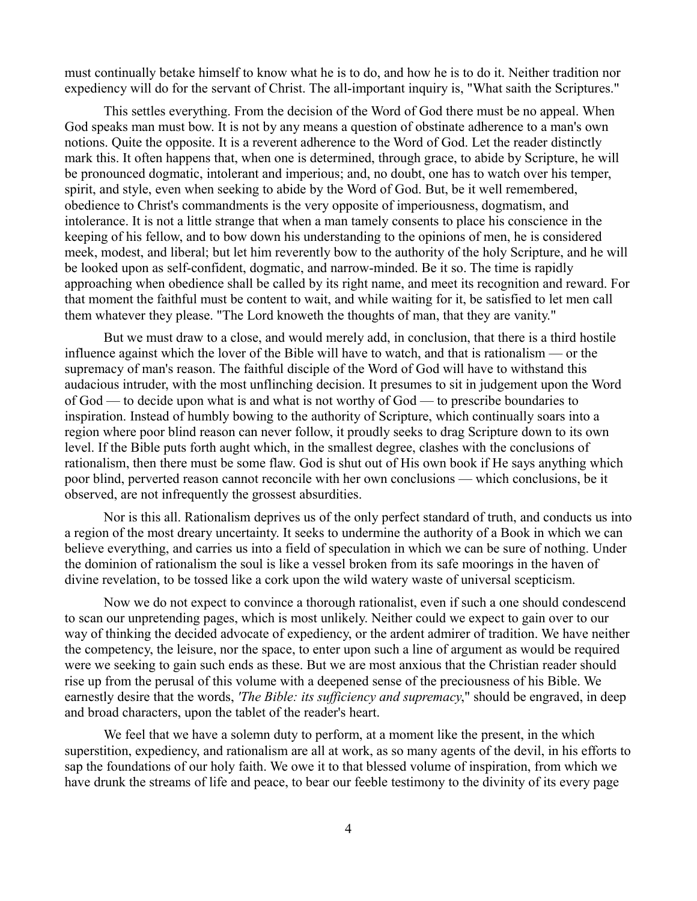must continually betake himself to know what he is to do, and how he is to do it. Neither tradition nor expediency will do for the servant of Christ. The all-important inquiry is, "What saith the Scriptures."

This settles everything. From the decision of the Word of God there must be no appeal. When God speaks man must bow. It is not by any means a question of obstinate adherence to a man's own notions. Quite the opposite. It is a reverent adherence to the Word of God. Let the reader distinctly mark this. It often happens that, when one is determined, through grace, to abide by Scripture, he will be pronounced dogmatic, intolerant and imperious; and, no doubt, one has to watch over his temper, spirit, and style, even when seeking to abide by the Word of God. But, be it well remembered, obedience to Christ's commandments is the very opposite of imperiousness, dogmatism, and intolerance. It is not a little strange that when a man tamely consents to place his conscience in the keeping of his fellow, and to bow down his understanding to the opinions of men, he is considered meek, modest, and liberal; but let him reverently bow to the authority of the holy Scripture, and he will be looked upon as self-confident, dogmatic, and narrow-minded. Be it so. The time is rapidly approaching when obedience shall be called by its right name, and meet its recognition and reward. For that moment the faithful must be content to wait, and while waiting for it, be satisfied to let men call them whatever they please. "The Lord knoweth the thoughts of man, that they are vanity."

But we must draw to a close, and would merely add, in conclusion, that there is a third hostile influence against which the lover of the Bible will have to watch, and that is rationalism — or the supremacy of man's reason. The faithful disciple of the Word of God will have to withstand this audacious intruder, with the most unflinching decision. It presumes to sit in judgement upon the Word of God — to decide upon what is and what is not worthy of God — to prescribe boundaries to inspiration. Instead of humbly bowing to the authority of Scripture, which continually soars into a region where poor blind reason can never follow, it proudly seeks to drag Scripture down to its own level. If the Bible puts forth aught which, in the smallest degree, clashes with the conclusions of rationalism, then there must be some flaw. God is shut out of His own book if He says anything which poor blind, perverted reason cannot reconcile with her own conclusions — which conclusions, be it observed, are not infrequently the grossest absurdities.

Nor is this all. Rationalism deprives us of the only perfect standard of truth, and conducts us into a region of the most dreary uncertainty. It seeks to undermine the authority of a Book in which we can believe everything, and carries us into a field of speculation in which we can be sure of nothing. Under the dominion of rationalism the soul is like a vessel broken from its safe moorings in the haven of divine revelation, to be tossed like a cork upon the wild watery waste of universal scepticism.

Now we do not expect to convince a thorough rationalist, even if such a one should condescend to scan our unpretending pages, which is most unlikely. Neither could we expect to gain over to our way of thinking the decided advocate of expediency, or the ardent admirer of tradition. We have neither the competency, the leisure, nor the space, to enter upon such a line of argument as would be required were we seeking to gain such ends as these. But we are most anxious that the Christian reader should rise up from the perusal of this volume with a deepened sense of the preciousness of his Bible. We earnestly desire that the words, *'The Bible: its sufficiency and supremacy*," should be engraved, in deep and broad characters, upon the tablet of the reader's heart.

We feel that we have a solemn duty to perform, at a moment like the present, in the which superstition, expediency, and rationalism are all at work, as so many agents of the devil, in his efforts to sap the foundations of our holy faith. We owe it to that blessed volume of inspiration, from which we have drunk the streams of life and peace, to bear our feeble testimony to the divinity of its every page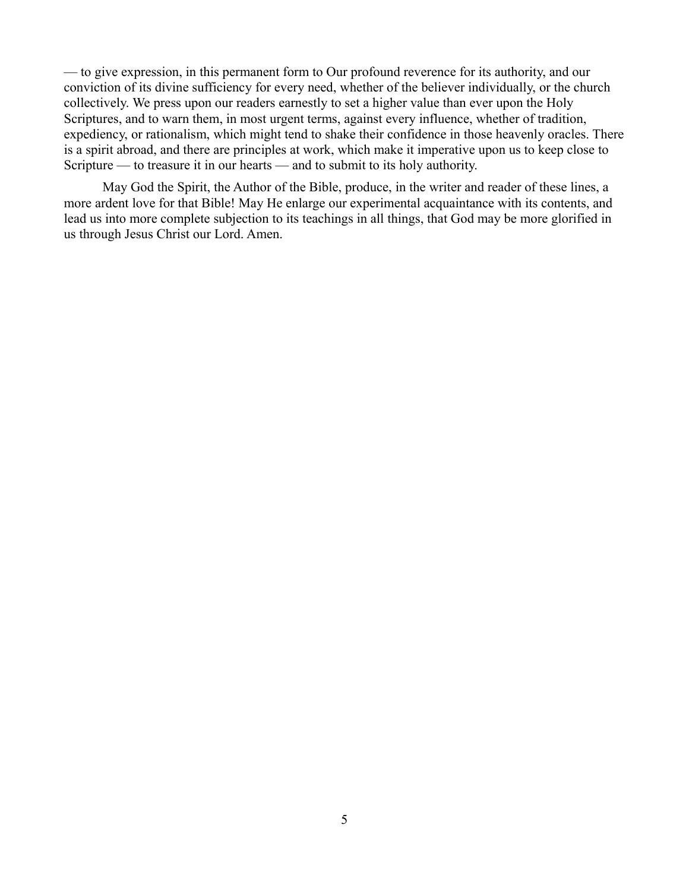— to give expression, in this permanent form to Our profound reverence for its authority, and our conviction of its divine sufficiency for every need, whether of the believer individually, or the church collectively. We press upon our readers earnestly to set a higher value than ever upon the Holy Scriptures, and to warn them, in most urgent terms, against every influence, whether of tradition, expediency, or rationalism, which might tend to shake their confidence in those heavenly oracles. There is a spirit abroad, and there are principles at work, which make it imperative upon us to keep close to Scripture — to treasure it in our hearts — and to submit to its holy authority.

May God the Spirit, the Author of the Bible, produce, in the writer and reader of these lines, a more ardent love for that Bible! May He enlarge our experimental acquaintance with its contents, and lead us into more complete subjection to its teachings in all things, that God may be more glorified in us through Jesus Christ our Lord. Amen.